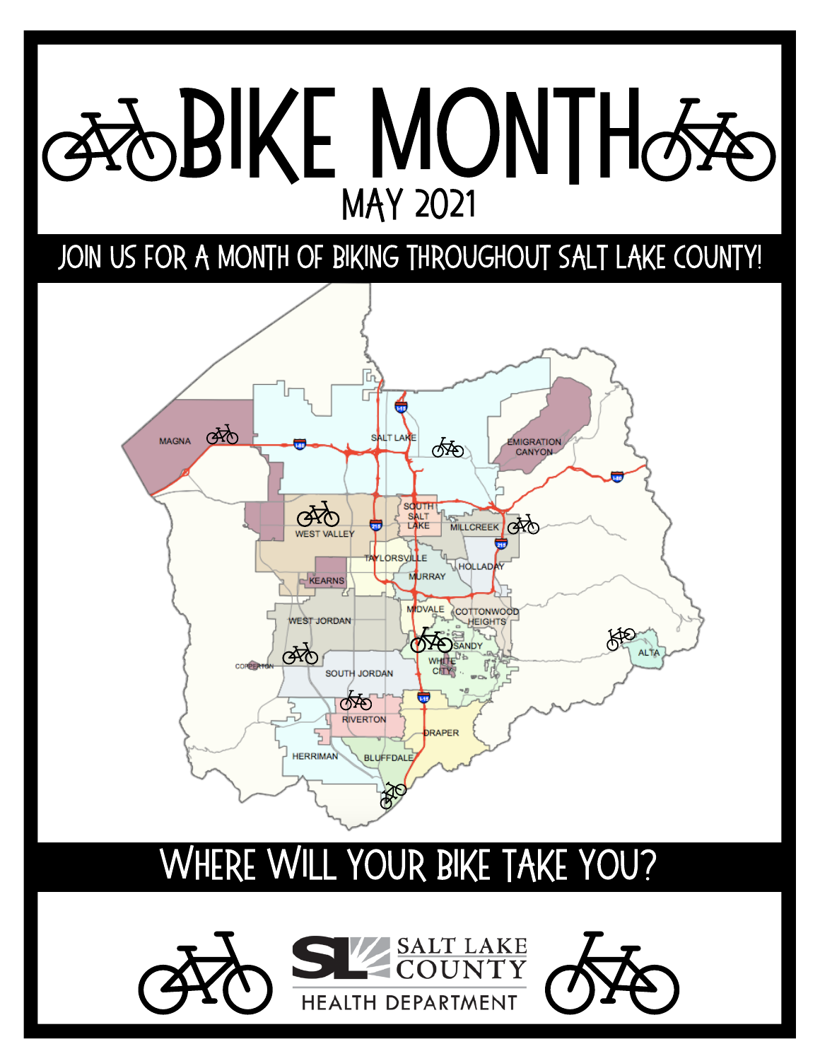# BIKE MONTH

## MAY 2021

JOIN US FOR A MONTH OF BIKING THROUGHOUT SALT LAKE COUNTY!

MAGNA
SALT LAKE
EMIGRATION CANYON
WEST VALLEY
SOUTH SALT LAKE
MILLCREEK
TAYLORSVILLE
HOLLADAY
KEARNS
MURRAY
MIDVALE
COTTONWOOD HEIGHTS
WEST JORDAN
SANDY
ALTA
COPPERTON
SOUTH JORDAN
WHITE CITY
RIVERTON
DRAPER
HERRIMAN
BLUFFDALE

## WHERE WILL YOUR BIKE TAKE YOU?

SALT LAKE COUNTY
HEALTH DEPARTMENT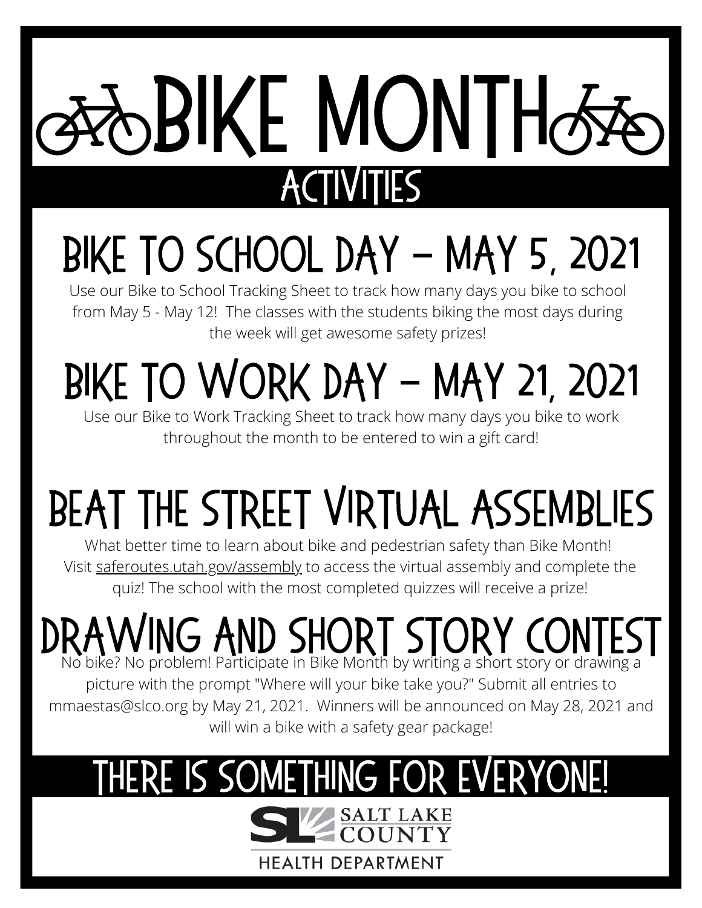# BIKE MONTH

## ACTIVITIES

## BIKE TO SCHOOL DAY - MAY 5, 2021

Use our Bike to School Tracking Sheet to track how many days you bike to school from May 5 - May 12! The classes with the students biking the most days during the week will get awesome safety prizes!

## BIKE TO WORK DAY - MAY 21, 2021

Use our Bike to Work Tracking Sheet to track how many days you bike to work throughout the month to be entered to win a gift card!

## BEAT THE STREET VIRTUAL ASSEMBLIES

What better time to learn about bike and pedestrian safety than Bike Month! Visit saferoutes.utah.gov/assembly to access the virtual assembly and complete the quiz! The school with the most completed quizzes will receive a prize!

## DRAWING AND SHORT STORY CONTEST

No bike? No problem! Participate in Bike Month by writing a short story or drawing a picture with the prompt "Where will your bike take you?" Submit all entries to mmaestas@slco.org by May 21, 2021. Winners will be announced on May 28, 2021 and will win a bike with a safety gear package!

## THERE IS SOMETHING FOR EVERYONE!

SALT LAKE COUNTY

HEALTH DEPARTMENT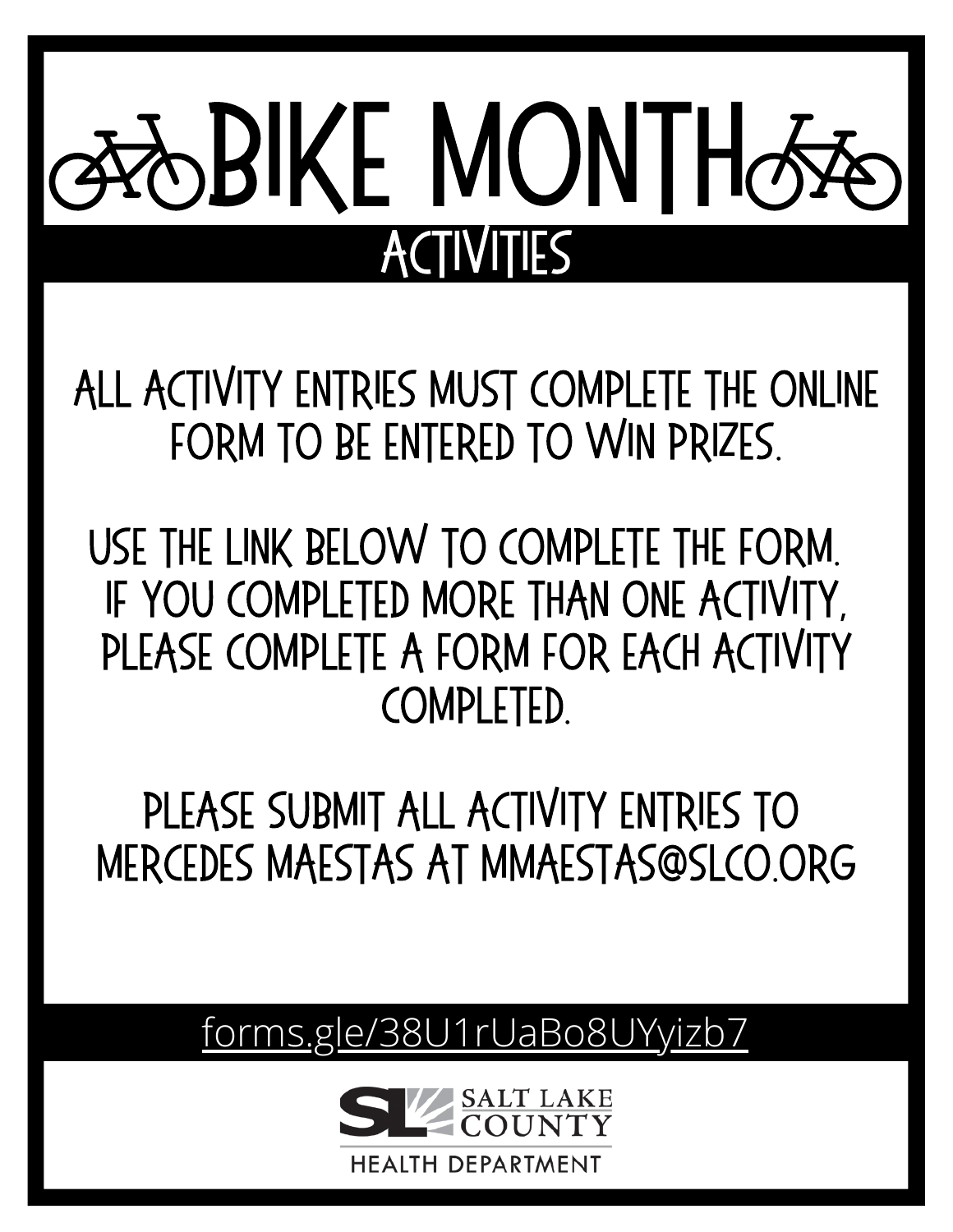# BIKE MONTH

## ACTIVITIES

ALL ACTIVITY ENTRIES MUST COMPLETE THE ONLINE FORM TO BE ENTERED TO WIN PRIZES.

USE THE LINK BELOW TO COMPLETE THE FORM. IF YOU COMPLETED MORE THAN ONE ACTIVITY, PLEASE COMPLETE A FORM FOR EACH ACTIVITY COMPLETED.

PLEASE SUBMIT ALL ACTIVITY ENTRIES TO MERCEDES MAESTAS AT MMAESTAS@SLCO.ORG

forms.gle/38U1rUaBo8UYyizb7

SALT LAKE COUNTY
HEALTH DEPARTMENT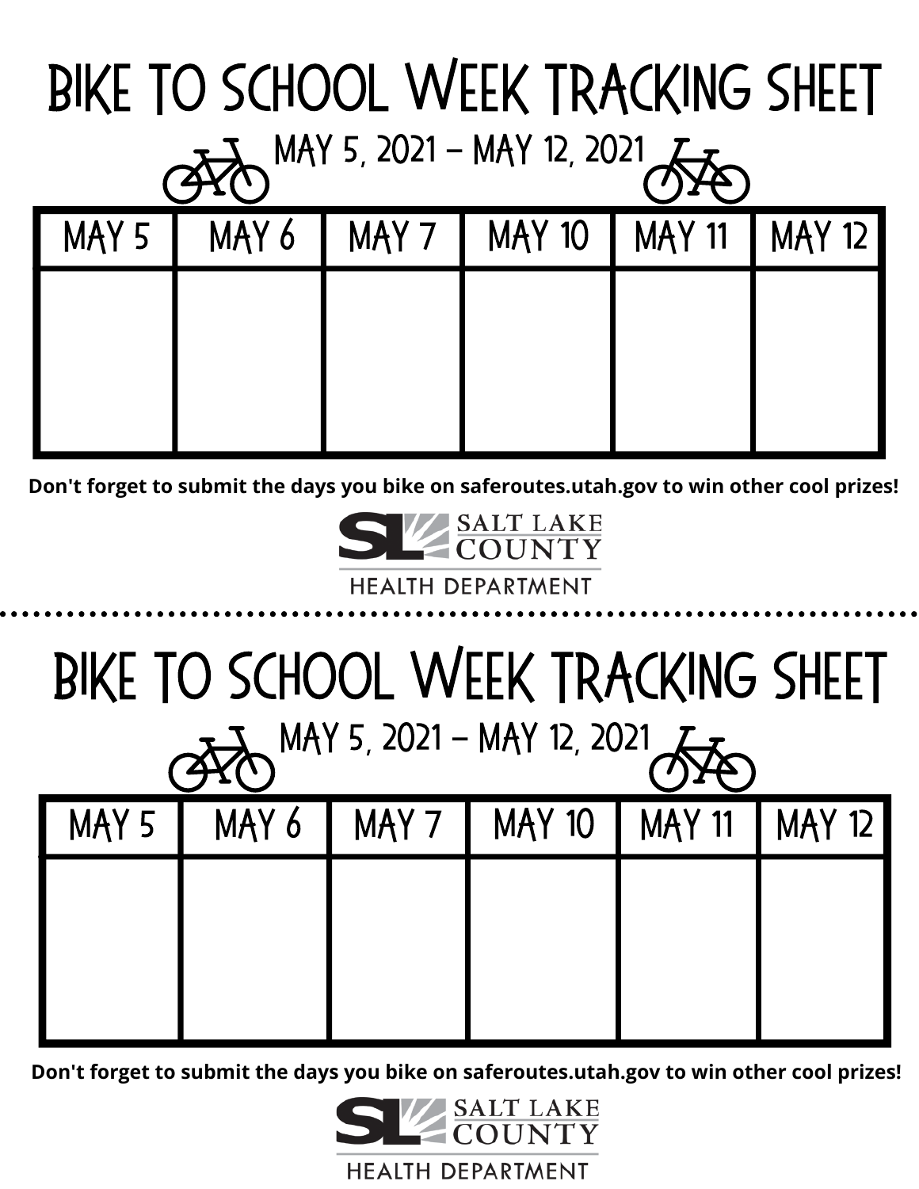# BIKE TO SCHOOL WEEK TRACKING SHEET

MAY 5, 2021 – MAY 12, 2021

| MAY 5 | MAY 6 | MAY 7 | MAY 10 | MAY 11 | MAY 12 |
|---|---|---|---|---|---|
| | | | | | |

**Don't forget to submit the days you bike on saferoutes.utah.gov to win other cool prizes!**

SALT LAKE COUNTY
HEALTH DEPARTMENT

---

# BIKE TO SCHOOL WEEK TRACKING SHEET

MAY 5, 2021 – MAY 12, 2021

| MAY 5 | MAY 6 | MAY 7 | MAY 10 | MAY 11 | MAY 12 |
|---|---|---|---|---|---|
| | | | | | |

**Don't forget to submit the days you bike on saferoutes.utah.gov to win other cool prizes!**

SALT LAKE COUNTY
HEALTH DEPARTMENT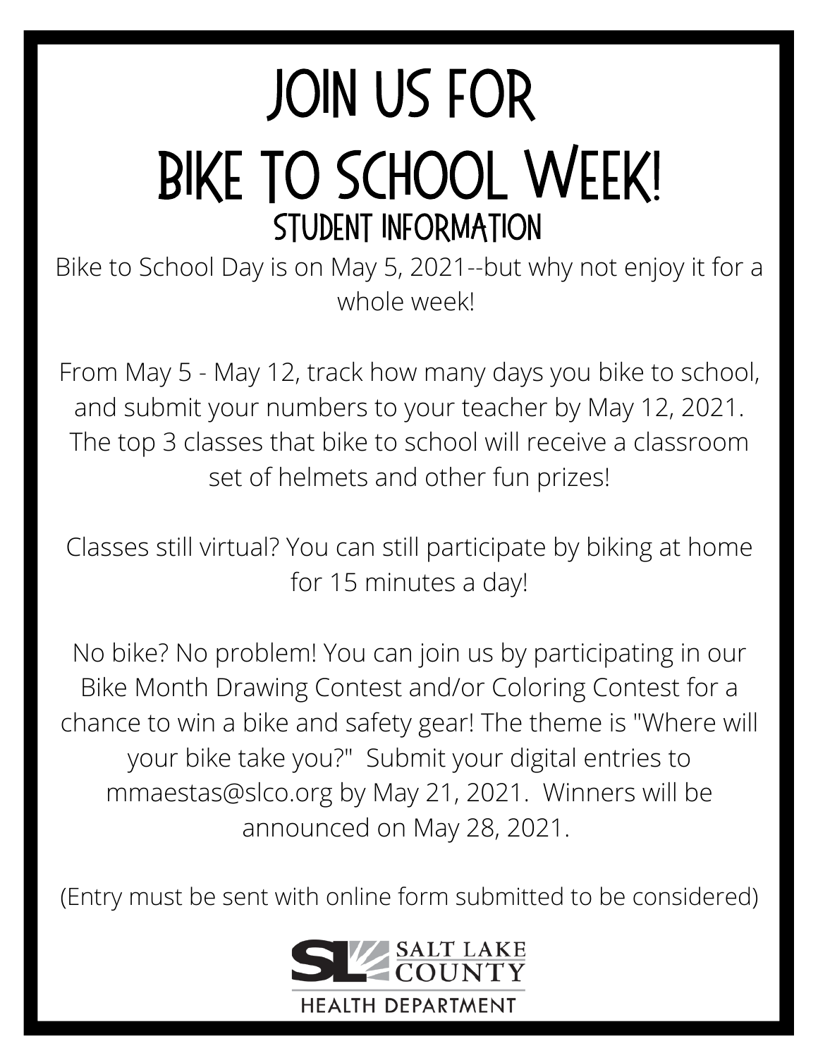# JOIN US FOR BIKE TO SCHOOL WEEK!

## STUDENT INFORMATION

Bike to School Day is on May 5, 2021--but why not enjoy it for a whole week!

From May 5 - May 12, track how many days you bike to school, and submit your numbers to your teacher by May 12, 2021. The top 3 classes that bike to school will receive a classroom set of helmets and other fun prizes!

Classes still virtual? You can still participate by biking at home for 15 minutes a day!

No bike? No problem! You can join us by participating in our Bike Month Drawing Contest and/or Coloring Contest for a chance to win a bike and safety gear! The theme is "Where will your bike take you?" Submit your digital entries to mmaestas@slco.org by May 21, 2021. Winners will be announced on May 28, 2021.

(Entry must be sent with online form submitted to be considered)

SALT LAKE COUNTY HEALTH DEPARTMENT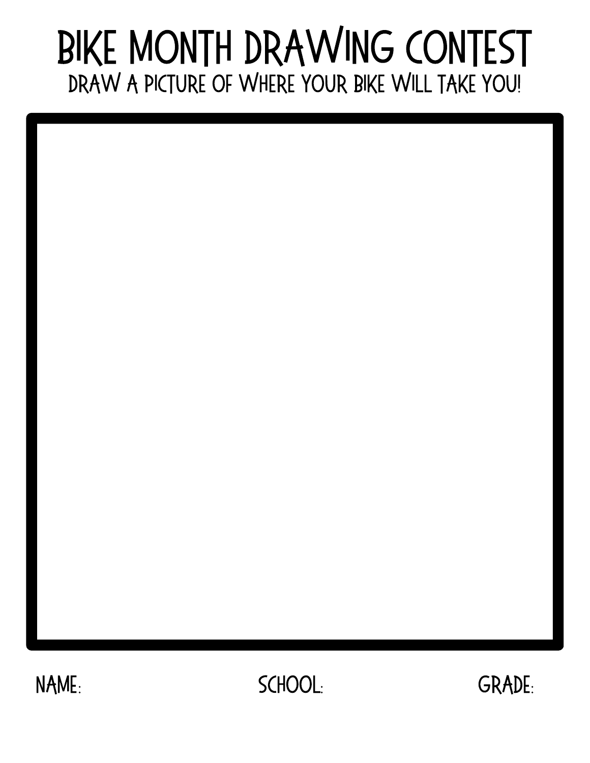# BIKE MONTH DRAWING CONTEST

## DRAW A PICTURE OF WHERE YOUR BIKE WILL TAKE YOU!

NAME: SCHOOL: GRADE: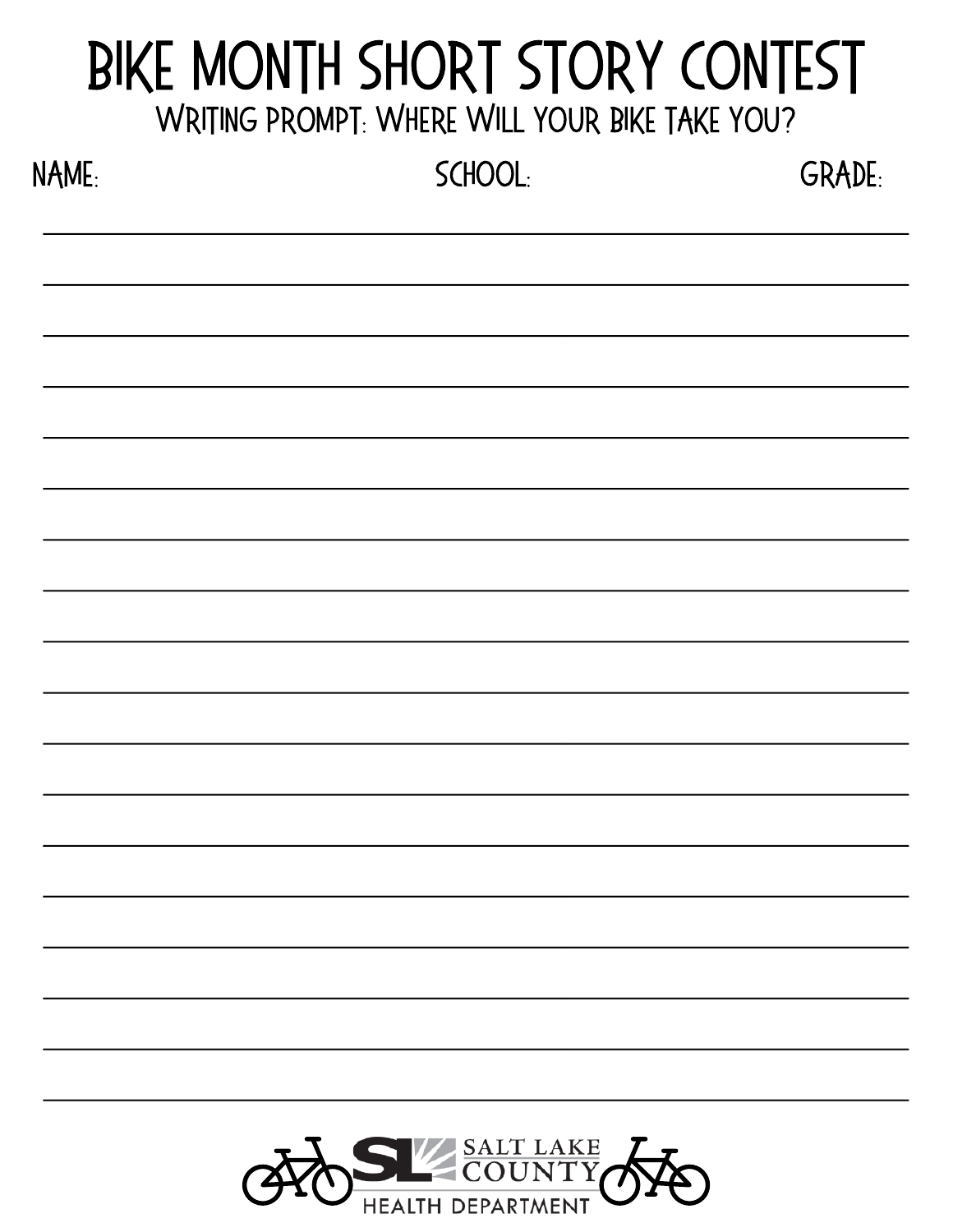# BIKE MONTH SHORT STORY CONTEST

## WRITING PROMPT: WHERE WILL YOUR BIKE TAKE YOU?

NAME: SCHOOL: GRADE:

SALT LAKE COUNTY

HEALTH DEPARTMENT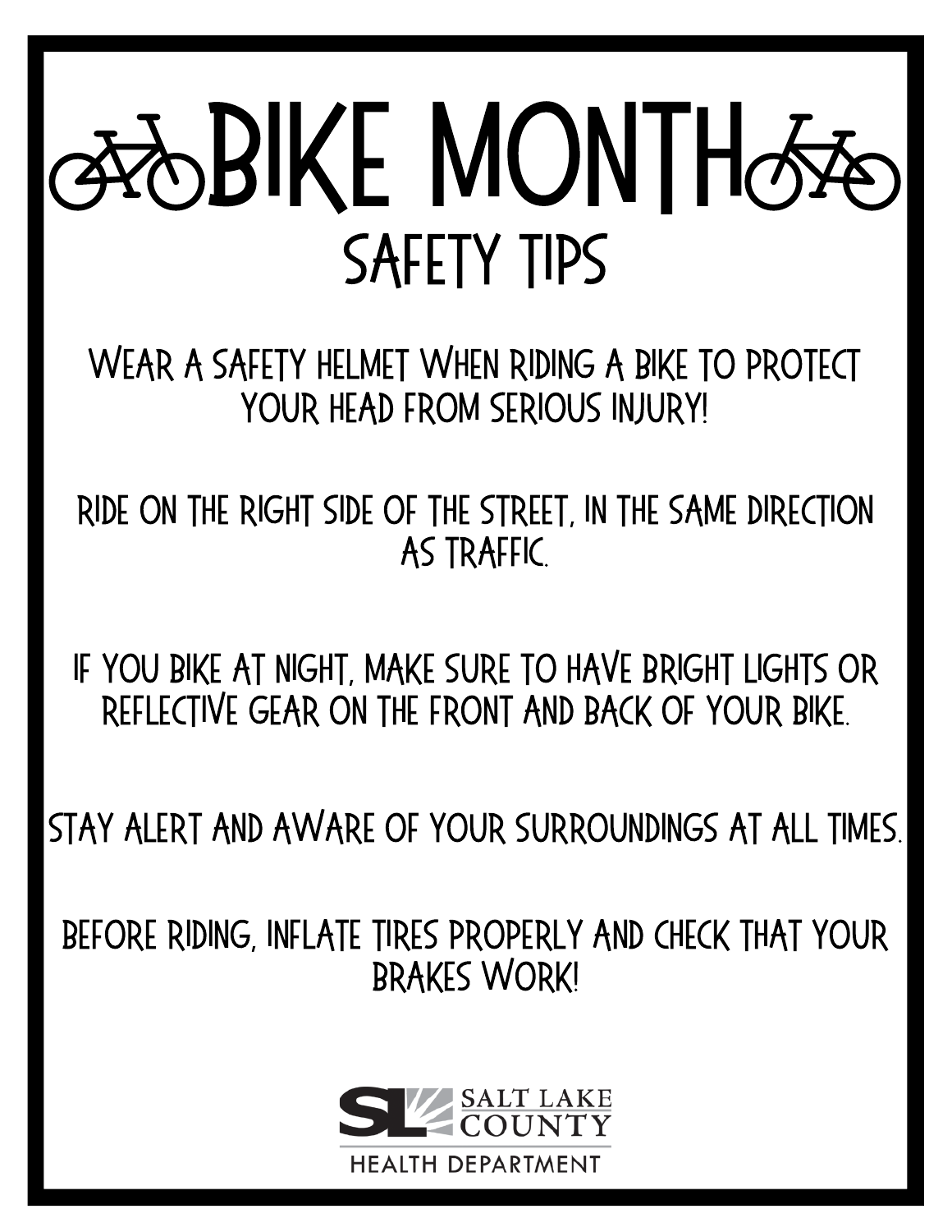# BIKE MONTH

## SAFETY TIPS

WEAR A SAFETY HELMET WHEN RIDING A BIKE TO PROTECT YOUR HEAD FROM SERIOUS INJURY!

RIDE ON THE RIGHT SIDE OF THE STREET, IN THE SAME DIRECTION AS TRAFFIC.

IF YOU BIKE AT NIGHT, MAKE SURE TO HAVE BRIGHT LIGHTS OR REFLECTIVE GEAR ON THE FRONT AND BACK OF YOUR BIKE.

STAY ALERT AND AWARE OF YOUR SURROUNDINGS AT ALL TIMES.

BEFORE RIDING, INFLATE TIRES PROPERLY AND CHECK THAT YOUR BRAKES WORK!

SALT LAKE COUNTY
HEALTH DEPARTMENT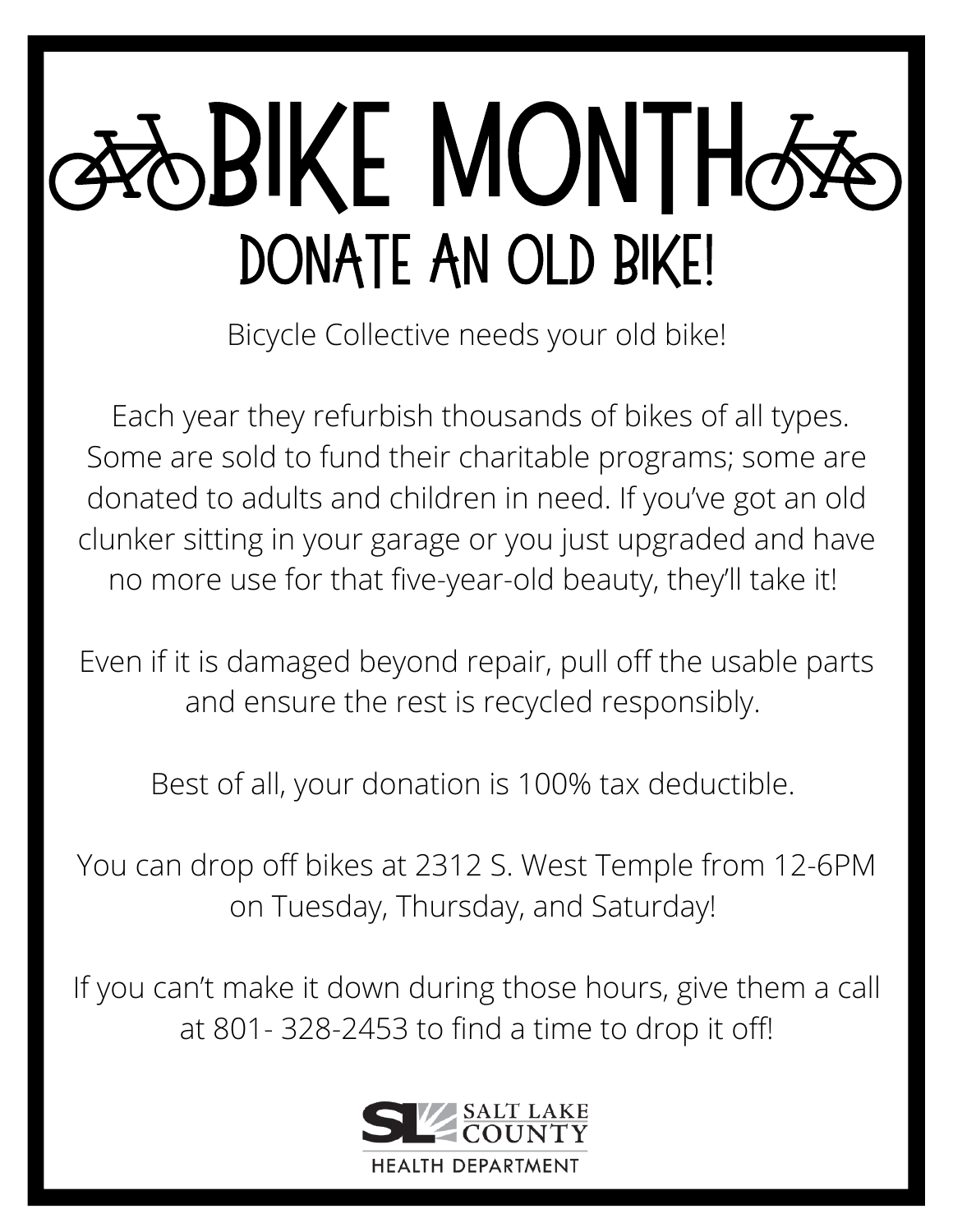# BIKE MONTH

## DONATE AN OLD BIKE!

Bicycle Collective needs your old bike!

Each year they refurbish thousands of bikes of all types. Some are sold to fund their charitable programs; some are donated to adults and children in need. If you've got an old clunker sitting in your garage or you just upgraded and have no more use for that five-year-old beauty, they'll take it!

Even if it is damaged beyond repair, pull off the usable parts and ensure the rest is recycled responsibly.

Best of all, your donation is 100% tax deductible.

You can drop off bikes at 2312 S. West Temple from 12-6PM on Tuesday, Thursday, and Saturday!

If you can't make it down during those hours, give them a call at 801- 328-2453 to find a time to drop it off!

SALT LAKE COUNTY
HEALTH DEPARTMENT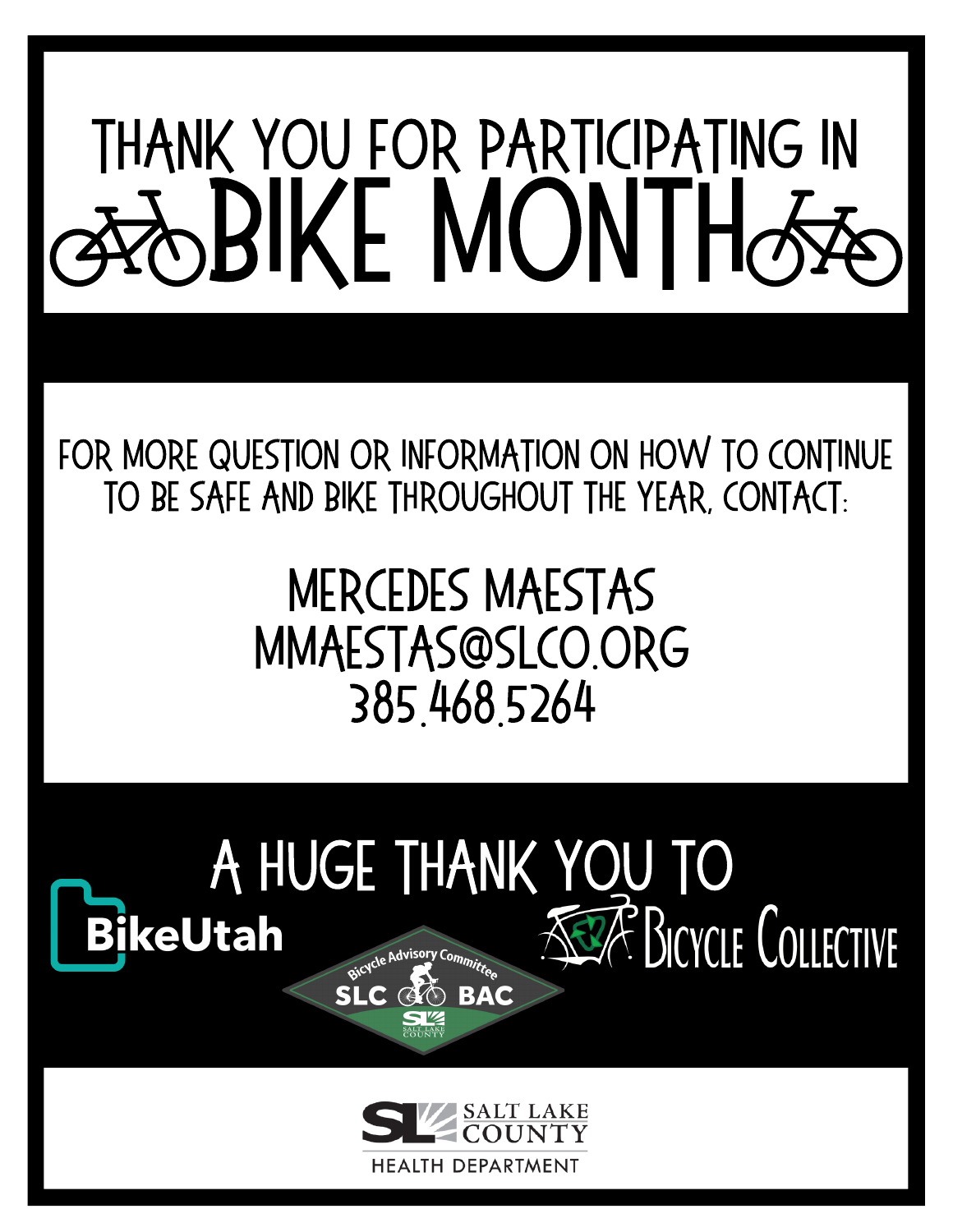# THANK YOU FOR PARTICIPATING IN BIKE MONTH

FOR MORE QUESTION OR INFORMATION ON HOW TO CONTINUE TO BE SAFE AND BIKE THROUGHOUT THE YEAR, CONTACT:

MERCEDES MAESTAS
MMAESTAS@SLCO.ORG
385.468.5264

## A HUGE THANK YOU TO

BikeUtah

Bicycle Advisory Committee
SLC BAC
SALT LAKE COUNTY

Bicycle Collective

SALT LAKE COUNTY
HEALTH DEPARTMENT